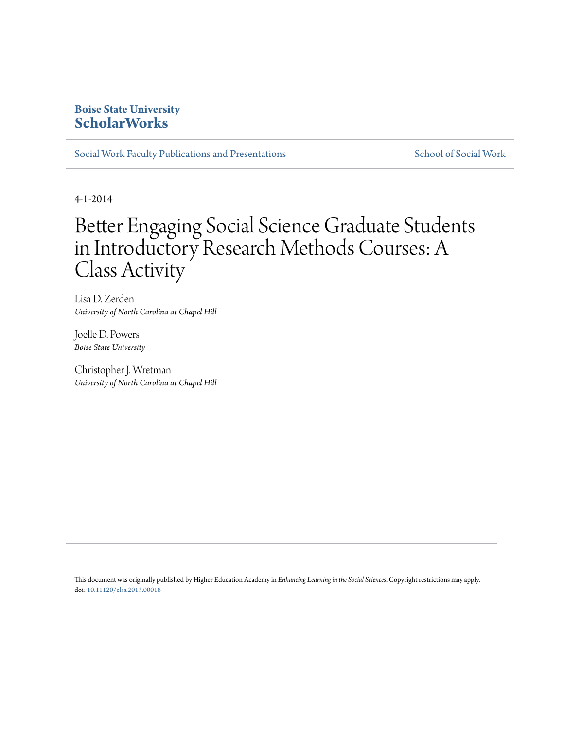**Boise State University**
**ScholarWorks**

Social Work Faculty Publications and Presentations | School of Social Work

4-1-2014

# Better Engaging Social Science Graduate Students in Introductory Research Methods Courses: A Class Activity

Lisa D. Zerden
*University of North Carolina at Chapel Hill*

Joelle D. Powers
*Boise State University*

Christopher J. Wretman
*University of North Carolina at Chapel Hill*

This document was originally published by Higher Education Academy in *Enhancing Learning in the Social Sciences*. Copyright restrictions may apply. doi: 10.11120/elss.2013.00018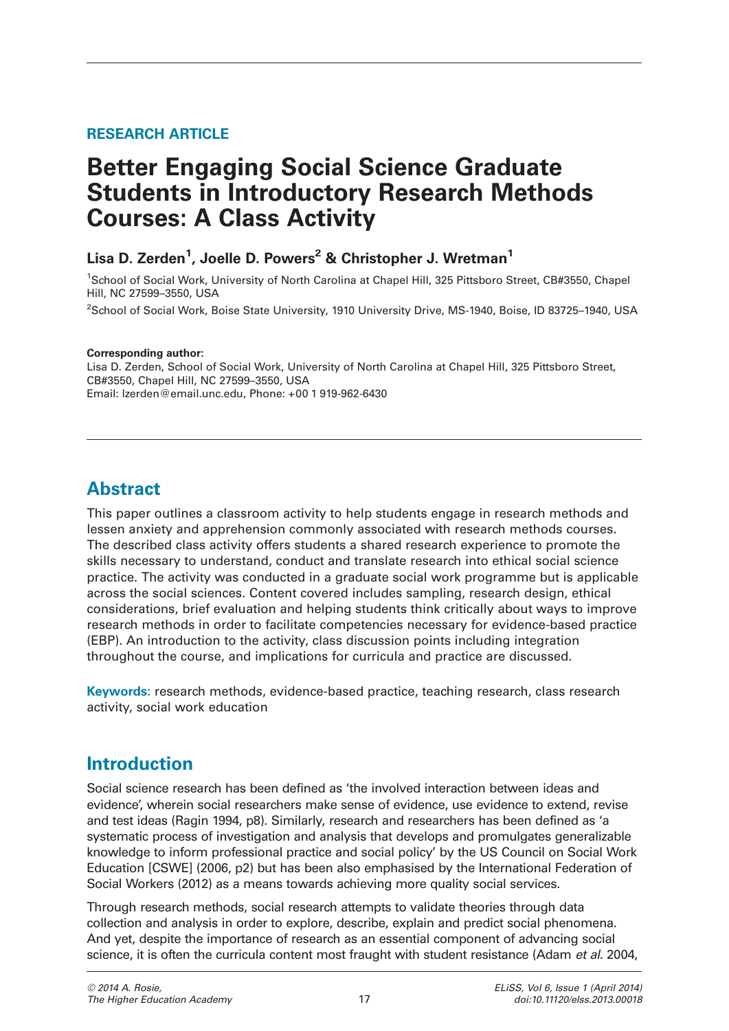## RESEARCH ARTICLE

# Better Engaging Social Science Graduate Students in Introductory Research Methods Courses: A Class Activity

**Lisa D. Zerden[1], Joelle D. Powers[2] & Christopher J. Wretman[1]**

[1]School of Social Work, University of North Carolina at Chapel Hill, 325 Pittsboro Street, CB#3550, Chapel Hill, NC 27599–3550, USA

[2]School of Social Work, Boise State University, 1910 University Drive, MS-1940, Boise, ID 83725–1940, USA

**Corresponding author:**
Lisa D. Zerden, School of Social Work, University of North Carolina at Chapel Hill, 325 Pittsboro Street, CB#3550, Chapel Hill, NC 27599–3550, USA
Email: lzerden@email.unc.edu, Phone: +00 1 919-962-6430

## Abstract

This paper outlines a classroom activity to help students engage in research methods and lessen anxiety and apprehension commonly associated with research methods courses. The described class activity offers students a shared research experience to promote the skills necessary to understand, conduct and translate research into ethical social science practice. The activity was conducted in a graduate social work programme but is applicable across the social sciences. Content covered includes sampling, research design, ethical considerations, brief evaluation and helping students think critically about ways to improve research methods in order to facilitate competencies necessary for evidence-based practice (EBP). An introduction to the activity, class discussion points including integration throughout the course, and implications for curricula and practice are discussed.

**Keywords:** research methods, evidence-based practice, teaching research, class research activity, social work education

## Introduction

Social science research has been defined as 'the involved interaction between ideas and evidence', wherein social researchers make sense of evidence, use evidence to extend, revise and test ideas (Ragin 1994, p8). Similarly, research and researchers has been defined as 'a systematic process of investigation and analysis that develops and promulgates generalizable knowledge to inform professional practice and social policy' by the US Council on Social Work Education [CSWE] (2006, p2) but has been also emphasised by the International Federation of Social Workers (2012) as a means towards achieving more quality social services.

Through research methods, social research attempts to validate theories through data collection and analysis in order to explore, describe, explain and predict social phenomena. And yet, despite the importance of research as an essential component of advancing social science, it is often the curricula content most fraught with student resistance (Adam *et al*. 2004,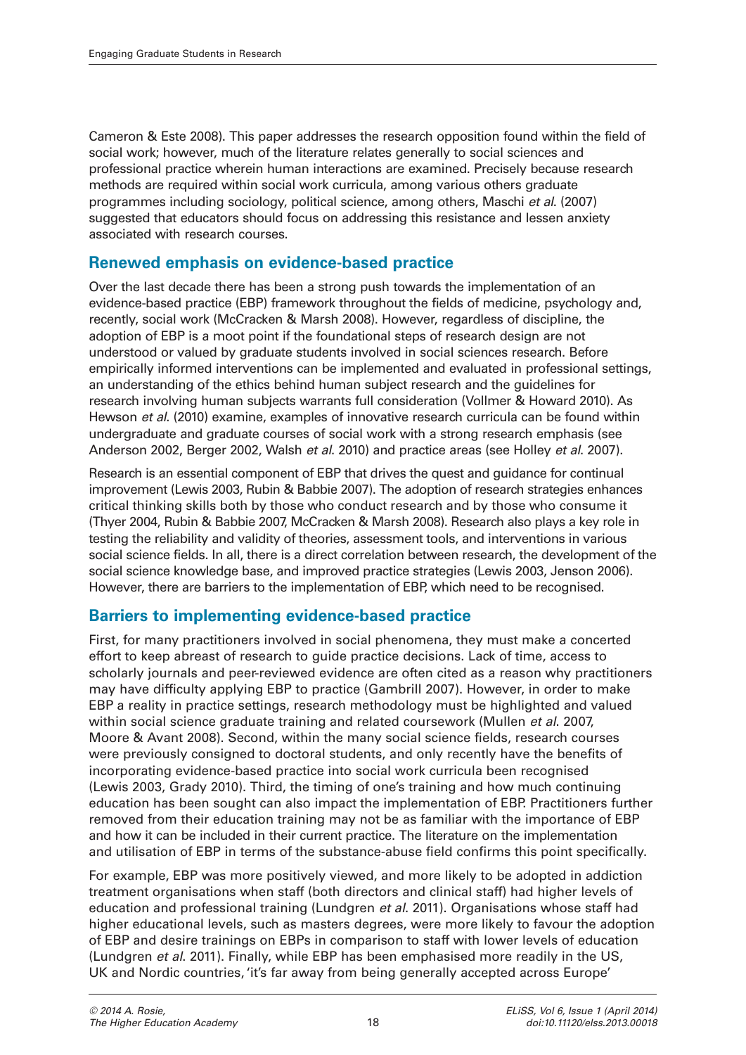Cameron & Este 2008). This paper addresses the research opposition found within the field of social work; however, much of the literature relates generally to social sciences and professional practice wherein human interactions are examined. Precisely because research methods are required within social work curricula, among various others graduate programmes including sociology, political science, among others, Maschi *et al.* (2007) suggested that educators should focus on addressing this resistance and lessen anxiety associated with research courses.

## Renewed emphasis on evidence-based practice

Over the last decade there has been a strong push towards the implementation of an evidence-based practice (EBP) framework throughout the fields of medicine, psychology and, recently, social work (McCracken & Marsh 2008). However, regardless of discipline, the adoption of EBP is a moot point if the foundational steps of research design are not understood or valued by graduate students involved in social sciences research. Before empirically informed interventions can be implemented and evaluated in professional settings, an understanding of the ethics behind human subject research and the guidelines for research involving human subjects warrants full consideration (Vollmer & Howard 2010). As Hewson *et al.* (2010) examine, examples of innovative research curricula can be found within undergraduate and graduate courses of social work with a strong research emphasis (see Anderson 2002, Berger 2002, Walsh *et al.* 2010) and practice areas (see Holley *et al.* 2007).

Research is an essential component of EBP that drives the quest and guidance for continual improvement (Lewis 2003, Rubin & Babbie 2007). The adoption of research strategies enhances critical thinking skills both by those who conduct research and by those who consume it (Thyer 2004, Rubin & Babbie 2007, McCracken & Marsh 2008). Research also plays a key role in testing the reliability and validity of theories, assessment tools, and interventions in various social science fields. In all, there is a direct correlation between research, the development of the social science knowledge base, and improved practice strategies (Lewis 2003, Jenson 2006). However, there are barriers to the implementation of EBP, which need to be recognised.

## Barriers to implementing evidence-based practice

First, for many practitioners involved in social phenomena, they must make a concerted effort to keep abreast of research to guide practice decisions. Lack of time, access to scholarly journals and peer-reviewed evidence are often cited as a reason why practitioners may have difficulty applying EBP to practice (Gambrill 2007). However, in order to make EBP a reality in practice settings, research methodology must be highlighted and valued within social science graduate training and related coursework (Mullen *et al.* 2007, Moore & Avant 2008). Second, within the many social science fields, research courses were previously consigned to doctoral students, and only recently have the benefits of incorporating evidence-based practice into social work curricula been recognised (Lewis 2003, Grady 2010). Third, the timing of one's training and how much continuing education has been sought can also impact the implementation of EBP. Practitioners further removed from their education training may not be as familiar with the importance of EBP and how it can be included in their current practice. The literature on the implementation and utilisation of EBP in terms of the substance-abuse field confirms this point specifically.

For example, EBP was more positively viewed, and more likely to be adopted in addiction treatment organisations when staff (both directors and clinical staff) had higher levels of education and professional training (Lundgren *et al.* 2011). Organisations whose staff had higher educational levels, such as masters degrees, were more likely to favour the adoption of EBP and desire trainings on EBPs in comparison to staff with lower levels of education (Lundgren *et al.* 2011). Finally, while EBP has been emphasised more readily in the US, UK and Nordic countries, 'it's far away from being generally accepted across Europe'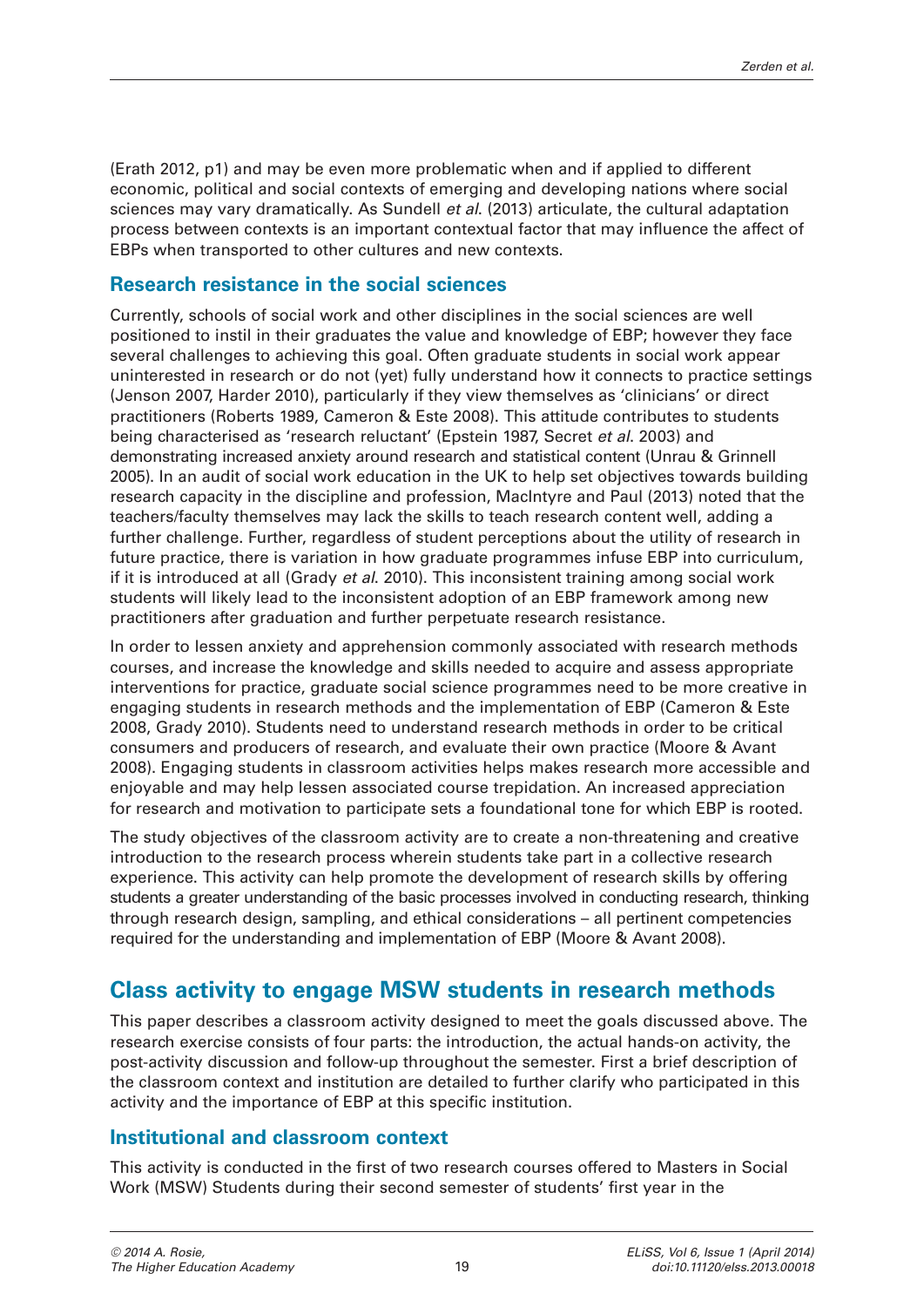(Erath 2012, p1) and may be even more problematic when and if applied to different economic, political and social contexts of emerging and developing nations where social sciences may vary dramatically. As Sundell *et al*. (2013) articulate, the cultural adaptation process between contexts is an important contextual factor that may influence the affect of EBPs when transported to other cultures and new contexts.

### Research resistance in the social sciences

Currently, schools of social work and other disciplines in the social sciences are well positioned to instil in their graduates the value and knowledge of EBP; however they face several challenges to achieving this goal. Often graduate students in social work appear uninterested in research or do not (yet) fully understand how it connects to practice settings (Jenson 2007, Harder 2010), particularly if they view themselves as 'clinicians' or direct practitioners (Roberts 1989, Cameron & Este 2008). This attitude contributes to students being characterised as 'research reluctant' (Epstein 1987, Secret *et al*. 2003) and demonstrating increased anxiety around research and statistical content (Unrau & Grinnell 2005). In an audit of social work education in the UK to help set objectives towards building research capacity in the discipline and profession, MacIntyre and Paul (2013) noted that the teachers/faculty themselves may lack the skills to teach research content well, adding a further challenge. Further, regardless of student perceptions about the utility of research in future practice, there is variation in how graduate programmes infuse EBP into curriculum, if it is introduced at all (Grady *et al*. 2010). This inconsistent training among social work students will likely lead to the inconsistent adoption of an EBP framework among new practitioners after graduation and further perpetuate research resistance.

In order to lessen anxiety and apprehension commonly associated with research methods courses, and increase the knowledge and skills needed to acquire and assess appropriate interventions for practice, graduate social science programmes need to be more creative in engaging students in research methods and the implementation of EBP (Cameron & Este 2008, Grady 2010). Students need to understand research methods in order to be critical consumers and producers of research, and evaluate their own practice (Moore & Avant 2008). Engaging students in classroom activities helps makes research more accessible and enjoyable and may help lessen associated course trepidation. An increased appreciation for research and motivation to participate sets a foundational tone for which EBP is rooted.

The study objectives of the classroom activity are to create a non-threatening and creative introduction to the research process wherein students take part in a collective research experience. This activity can help promote the development of research skills by offering students a greater understanding of the basic processes involved in conducting research, thinking through research design, sampling, and ethical considerations – all pertinent competencies required for the understanding and implementation of EBP (Moore & Avant 2008).

## Class activity to engage MSW students in research methods

This paper describes a classroom activity designed to meet the goals discussed above. The research exercise consists of four parts: the introduction, the actual hands-on activity, the post-activity discussion and follow-up throughout the semester. First a brief description of the classroom context and institution are detailed to further clarify who participated in this activity and the importance of EBP at this specific institution.

### Institutional and classroom context

This activity is conducted in the first of two research courses offered to Masters in Social Work (MSW) Students during their second semester of students' first year in the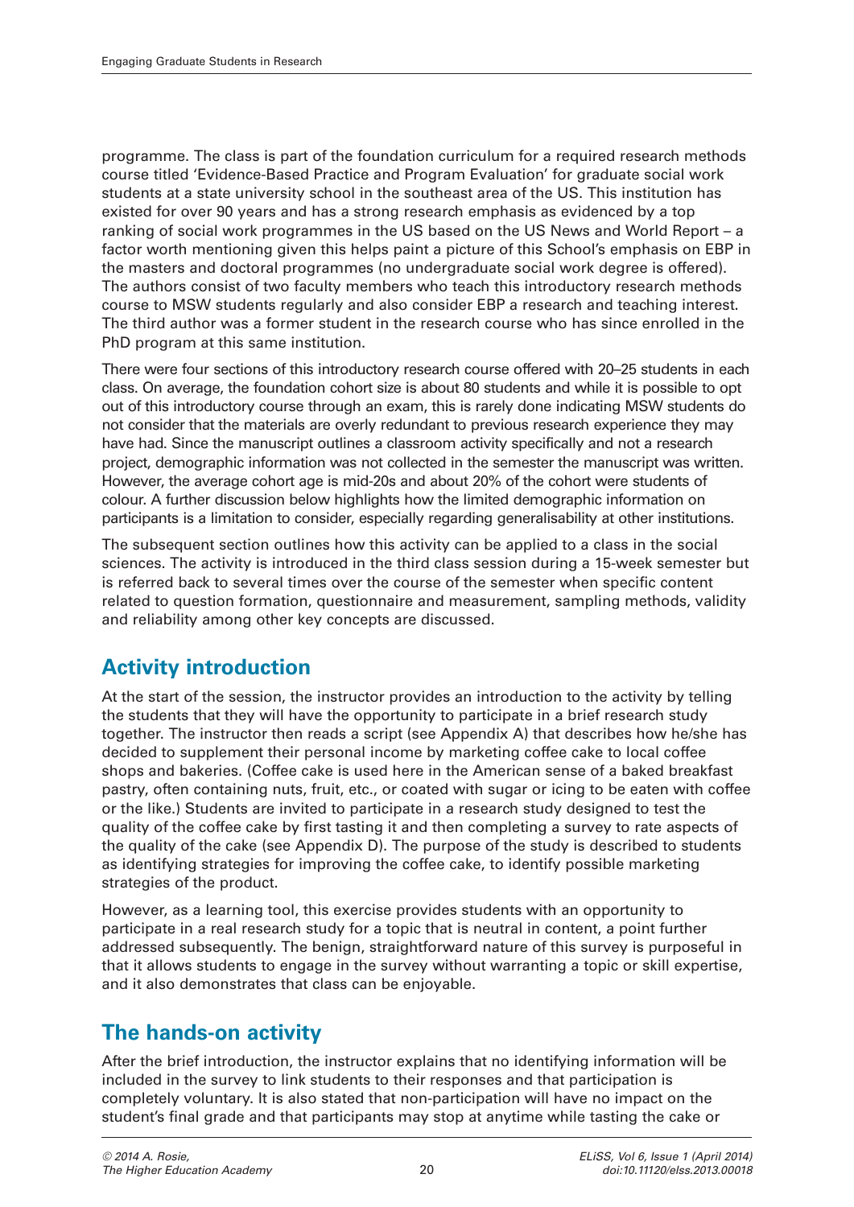programme. The class is part of the foundation curriculum for a required research methods course titled 'Evidence-Based Practice and Program Evaluation' for graduate social work students at a state university school in the southeast area of the US. This institution has existed for over 90 years and has a strong research emphasis as evidenced by a top ranking of social work programmes in the US based on the US News and World Report – a factor worth mentioning given this helps paint a picture of this School's emphasis on EBP in the masters and doctoral programmes (no undergraduate social work degree is offered). The authors consist of two faculty members who teach this introductory research methods course to MSW students regularly and also consider EBP a research and teaching interest. The third author was a former student in the research course who has since enrolled in the PhD program at this same institution.

There were four sections of this introductory research course offered with 20–25 students in each class. On average, the foundation cohort size is about 80 students and while it is possible to opt out of this introductory course through an exam, this is rarely done indicating MSW students do not consider that the materials are overly redundant to previous research experience they may have had. Since the manuscript outlines a classroom activity specifically and not a research project, demographic information was not collected in the semester the manuscript was written. However, the average cohort age is mid-20s and about 20% of the cohort were students of colour. A further discussion below highlights how the limited demographic information on participants is a limitation to consider, especially regarding generalisability at other institutions.

The subsequent section outlines how this activity can be applied to a class in the social sciences. The activity is introduced in the third class session during a 15-week semester but is referred back to several times over the course of the semester when specific content related to question formation, questionnaire and measurement, sampling methods, validity and reliability among other key concepts are discussed.

## Activity introduction

At the start of the session, the instructor provides an introduction to the activity by telling the students that they will have the opportunity to participate in a brief research study together. The instructor then reads a script (see Appendix A) that describes how he/she has decided to supplement their personal income by marketing coffee cake to local coffee shops and bakeries. (Coffee cake is used here in the American sense of a baked breakfast pastry, often containing nuts, fruit, etc., or coated with sugar or icing to be eaten with coffee or the like.) Students are invited to participate in a research study designed to test the quality of the coffee cake by first tasting it and then completing a survey to rate aspects of the quality of the cake (see Appendix D). The purpose of the study is described to students as identifying strategies for improving the coffee cake, to identify possible marketing strategies of the product.

However, as a learning tool, this exercise provides students with an opportunity to participate in a real research study for a topic that is neutral in content, a point further addressed subsequently. The benign, straightforward nature of this survey is purposeful in that it allows students to engage in the survey without warranting a topic or skill expertise, and it also demonstrates that class can be enjoyable.

## The hands-on activity

After the brief introduction, the instructor explains that no identifying information will be included in the survey to link students to their responses and that participation is completely voluntary. It is also stated that non-participation will have no impact on the student's final grade and that participants may stop at anytime while tasting the cake or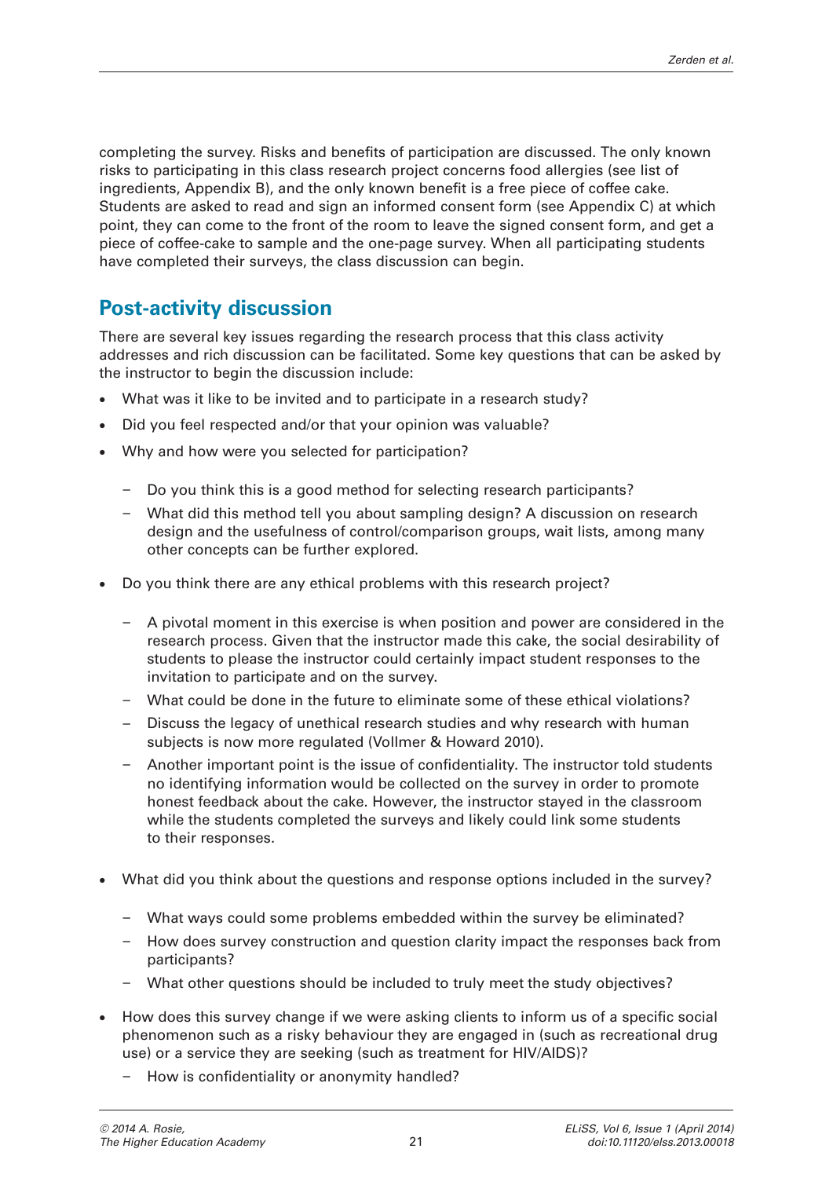completing the survey. Risks and benefits of participation are discussed. The only known risks to participating in this class research project concerns food allergies (see list of ingredients, Appendix B), and the only known benefit is a free piece of coffee cake. Students are asked to read and sign an informed consent form (see Appendix C) at which point, they can come to the front of the room to leave the signed consent form, and get a piece of coffee-cake to sample and the one-page survey. When all participating students have completed their surveys, the class discussion can begin.

## Post-activity discussion

There are several key issues regarding the research process that this class activity addresses and rich discussion can be facilitated. Some key questions that can be asked by the instructor to begin the discussion include:

- What was it like to be invited and to participate in a research study?
- Did you feel respected and/or that your opinion was valuable?
- Why and how were you selected for participation?
  - Do you think this is a good method for selecting research participants?
  - What did this method tell you about sampling design? A discussion on research design and the usefulness of control/comparison groups, wait lists, among many other concepts can be further explored.
- Do you think there are any ethical problems with this research project?
  - A pivotal moment in this exercise is when position and power are considered in the research process. Given that the instructor made this cake, the social desirability of students to please the instructor could certainly impact student responses to the invitation to participate and on the survey.
  - What could be done in the future to eliminate some of these ethical violations?
  - Discuss the legacy of unethical research studies and why research with human subjects is now more regulated (Vollmer & Howard 2010).
  - Another important point is the issue of confidentiality. The instructor told students no identifying information would be collected on the survey in order to promote honest feedback about the cake. However, the instructor stayed in the classroom while the students completed the surveys and likely could link some students to their responses.
- What did you think about the questions and response options included in the survey?
  - What ways could some problems embedded within the survey be eliminated?
  - How does survey construction and question clarity impact the responses back from participants?
  - What other questions should be included to truly meet the study objectives?
- How does this survey change if we were asking clients to inform us of a specific social phenomenon such as a risky behaviour they are engaged in (such as recreational drug use) or a service they are seeking (such as treatment for HIV/AIDS)?
  - How is confidentiality or anonymity handled?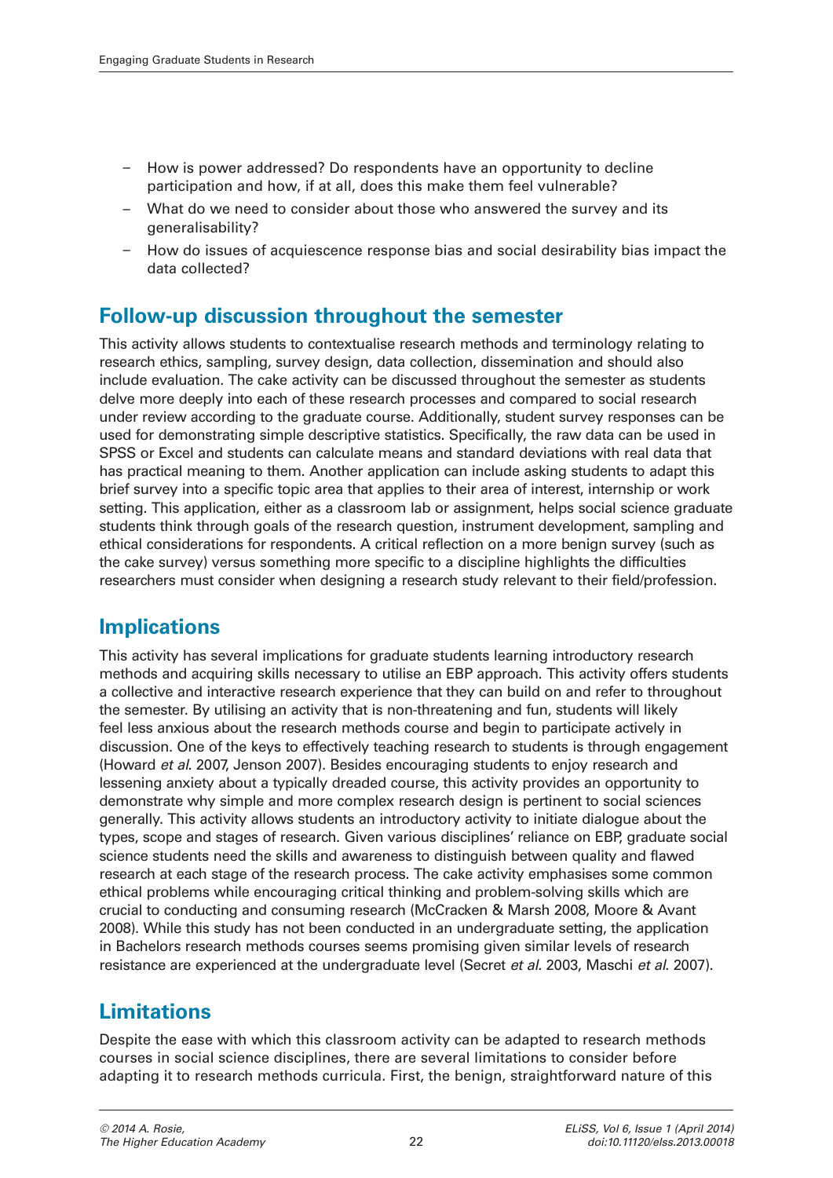- How is power addressed? Do respondents have an opportunity to decline participation and how, if at all, does this make them feel vulnerable?
- What do we need to consider about those who answered the survey and its generalisability?
- How do issues of acquiescence response bias and social desirability bias impact the data collected?

## Follow-up discussion throughout the semester

This activity allows students to contextualise research methods and terminology relating to research ethics, sampling, survey design, data collection, dissemination and should also include evaluation. The cake activity can be discussed throughout the semester as students delve more deeply into each of these research processes and compared to social research under review according to the graduate course. Additionally, student survey responses can be used for demonstrating simple descriptive statistics. Specifically, the raw data can be used in SPSS or Excel and students can calculate means and standard deviations with real data that has practical meaning to them. Another application can include asking students to adapt this brief survey into a specific topic area that applies to their area of interest, internship or work setting. This application, either as a classroom lab or assignment, helps social science graduate students think through goals of the research question, instrument development, sampling and ethical considerations for respondents. A critical reflection on a more benign survey (such as the cake survey) versus something more specific to a discipline highlights the difficulties researchers must consider when designing a research study relevant to their field/profession.

## Implications

This activity has several implications for graduate students learning introductory research methods and acquiring skills necessary to utilise an EBP approach. This activity offers students a collective and interactive research experience that they can build on and refer to throughout the semester. By utilising an activity that is non-threatening and fun, students will likely feel less anxious about the research methods course and begin to participate actively in discussion. One of the keys to effectively teaching research to students is through engagement (Howard *et al*. 2007, Jenson 2007). Besides encouraging students to enjoy research and lessening anxiety about a typically dreaded course, this activity provides an opportunity to demonstrate why simple and more complex research design is pertinent to social sciences generally. This activity allows students an introductory activity to initiate dialogue about the types, scope and stages of research. Given various disciplines' reliance on EBP, graduate social science students need the skills and awareness to distinguish between quality and flawed research at each stage of the research process. The cake activity emphasises some common ethical problems while encouraging critical thinking and problem-solving skills which are crucial to conducting and consuming research (McCracken & Marsh 2008, Moore & Avant 2008). While this study has not been conducted in an undergraduate setting, the application in Bachelors research methods courses seems promising given similar levels of research resistance are experienced at the undergraduate level (Secret *et al*. 2003, Maschi *et al*. 2007).

## Limitations

Despite the ease with which this classroom activity can be adapted to research methods courses in social science disciplines, there are several limitations to consider before adapting it to research methods curricula. First, the benign, straightforward nature of this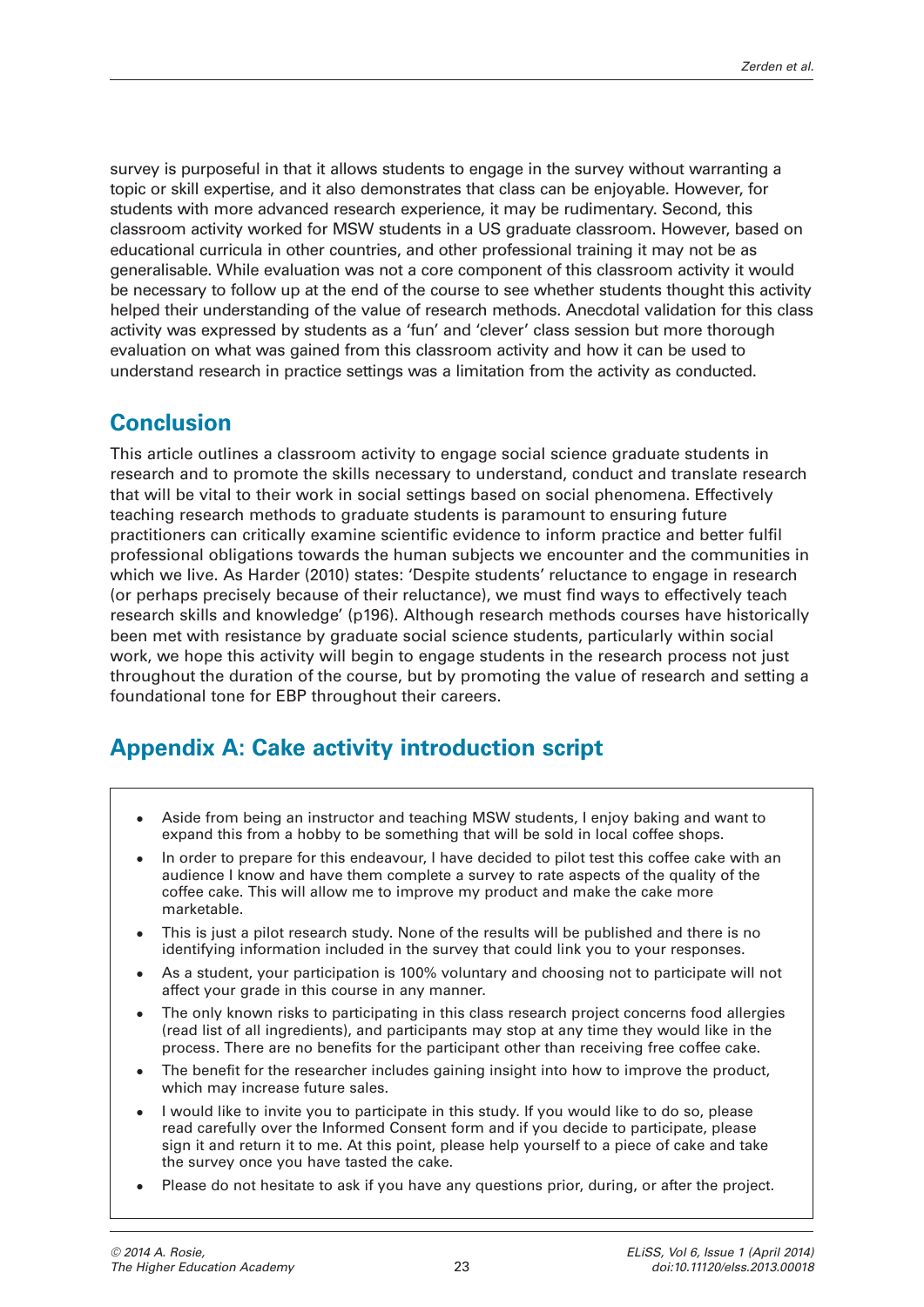survey is purposeful in that it allows students to engage in the survey without warranting a topic or skill expertise, and it also demonstrates that class can be enjoyable. However, for students with more advanced research experience, it may be rudimentary. Second, this classroom activity worked for MSW students in a US graduate classroom. However, based on educational curricula in other countries, and other professional training it may not be as generalisable. While evaluation was not a core component of this classroom activity it would be necessary to follow up at the end of the course to see whether students thought this activity helped their understanding of the value of research methods. Anecdotal validation for this class activity was expressed by students as a 'fun' and 'clever' class session but more thorough evaluation on what was gained from this classroom activity and how it can be used to understand research in practice settings was a limitation from the activity as conducted.

## Conclusion

This article outlines a classroom activity to engage social science graduate students in research and to promote the skills necessary to understand, conduct and translate research that will be vital to their work in social settings based on social phenomena. Effectively teaching research methods to graduate students is paramount to ensuring future practitioners can critically examine scientific evidence to inform practice and better fulfil professional obligations towards the human subjects we encounter and the communities in which we live. As Harder (2010) states: 'Despite students' reluctance to engage in research (or perhaps precisely because of their reluctance), we must find ways to effectively teach research skills and knowledge' (p196). Although research methods courses have historically been met with resistance by graduate social science students, particularly within social work, we hope this activity will begin to engage students in the research process not just throughout the duration of the course, but by promoting the value of research and setting a foundational tone for EBP throughout their careers.

## Appendix A: Cake activity introduction script

- Aside from being an instructor and teaching MSW students, I enjoy baking and want to expand this from a hobby to be something that will be sold in local coffee shops.
- In order to prepare for this endeavour, I have decided to pilot test this coffee cake with an audience I know and have them complete a survey to rate aspects of the quality of the coffee cake. This will allow me to improve my product and make the cake more marketable.
- This is just a pilot research study. None of the results will be published and there is no identifying information included in the survey that could link you to your responses.
- As a student, your participation is 100% voluntary and choosing not to participate will not affect your grade in this course in any manner.
- The only known risks to participating in this class research project concerns food allergies (read list of all ingredients), and participants may stop at any time they would like in the process. There are no benefits for the participant other than receiving free coffee cake.
- The benefit for the researcher includes gaining insight into how to improve the product, which may increase future sales.
- I would like to invite you to participate in this study. If you would like to do so, please read carefully over the Informed Consent form and if you decide to participate, please sign it and return it to me. At this point, please help yourself to a piece of cake and take the survey once you have tasted the cake.
- Please do not hesitate to ask if you have any questions prior, during, or after the project.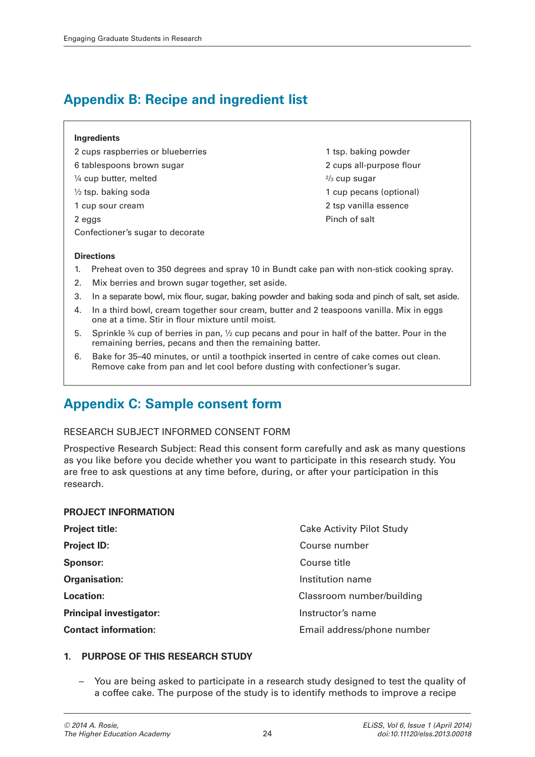## Appendix B: Recipe and ingredient list

**Ingredients**

2 cups raspberries or blueberries
6 tablespoons brown sugar
¼ cup butter, melted
½ tsp. baking soda
1 cup sour cream
2 eggs
Confectioner's sugar to decorate
1 tsp. baking powder
2 cups all-purpose flour
⅔ cup sugar
1 cup pecans (optional)
2 tsp vanilla essence
Pinch of salt

**Directions**

1. Preheat oven to 350 degrees and spray 10 in Bundt cake pan with non-stick cooking spray.
2. Mix berries and brown sugar together, set aside.
3. In a separate bowl, mix flour, sugar, baking powder and baking soda and pinch of salt, set aside.
4. In a third bowl, cream together sour cream, butter and 2 teaspoons vanilla. Mix in eggs one at a time. Stir in flour mixture until moist.
5. Sprinkle ¾ cup of berries in pan, ½ cup pecans and pour in half of the batter. Pour in the remaining berries, pecans and then the remaining batter.
6. Bake for 35–40 minutes, or until a toothpick inserted in centre of cake comes out clean. Remove cake from pan and let cool before dusting with confectioner's sugar.

## Appendix C: Sample consent form

RESEARCH SUBJECT INFORMED CONSENT FORM

Prospective Research Subject: Read this consent form carefully and ask as many questions as you like before you decide whether you want to participate in this research study. You are free to ask questions at any time before, during, or after your participation in this research.

**PROJECT INFORMATION**

| | |
|---|---|
| **Project title:** | Cake Activity Pilot Study |
| **Project ID:** | Course number |
| **Sponsor:** | Course title |
| **Organisation:** | Institution name |
| **Location:** | Classroom number/building |
| **Principal investigator:** | Instructor's name |
| **Contact information:** | Email address/phone number |

**1. PURPOSE OF THIS RESEARCH STUDY**

– You are being asked to participate in a research study designed to test the quality of a coffee cake. The purpose of the study is to identify methods to improve a recipe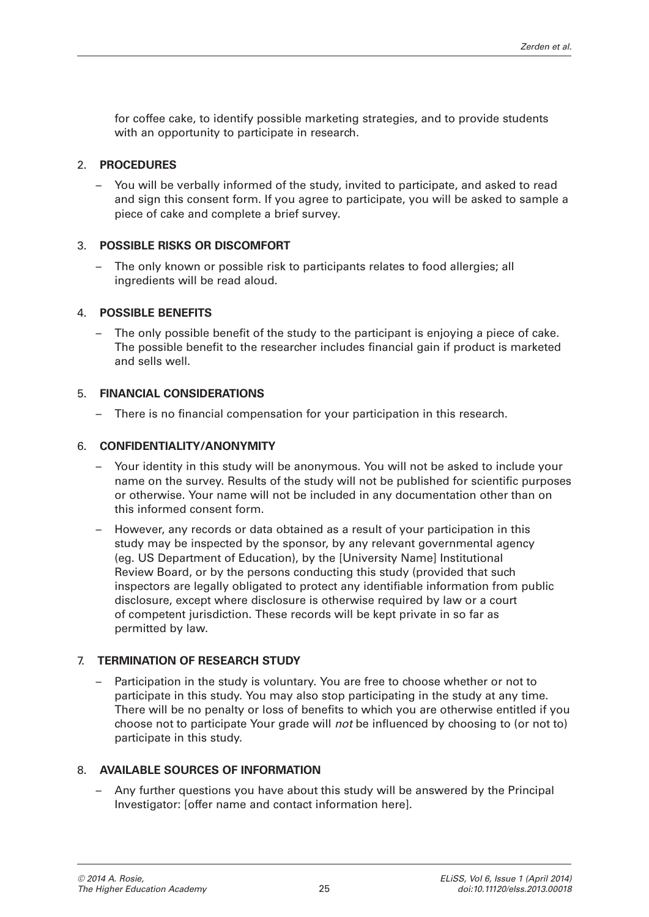for coffee cake, to identify possible marketing strategies, and to provide students with an opportunity to participate in research.

2. **PROCEDURES**

   – You will be verbally informed of the study, invited to participate, and asked to read and sign this consent form. If you agree to participate, you will be asked to sample a piece of cake and complete a brief survey.

3. **POSSIBLE RISKS OR DISCOMFORT**

   – The only known or possible risk to participants relates to food allergies; all ingredients will be read aloud.

4. **POSSIBLE BENEFITS**

   – The only possible benefit of the study to the participant is enjoying a piece of cake. The possible benefit to the researcher includes financial gain if product is marketed and sells well.

5. **FINANCIAL CONSIDERATIONS**

   – There is no financial compensation for your participation in this research.

6. **CONFIDENTIALITY/ANONYMITY**

   – Your identity in this study will be anonymous. You will not be asked to include your name on the survey. Results of the study will not be published for scientific purposes or otherwise. Your name will not be included in any documentation other than on this informed consent form.

   – However, any records or data obtained as a result of your participation in this study may be inspected by the sponsor, by any relevant governmental agency (eg. US Department of Education), by the [University Name] Institutional Review Board, or by the persons conducting this study (provided that such inspectors are legally obligated to protect any identifiable information from public disclosure, except where disclosure is otherwise required by law or a court of competent jurisdiction. These records will be kept private in so far as permitted by law.

7. **TERMINATION OF RESEARCH STUDY**

   – Participation in the study is voluntary. You are free to choose whether or not to participate in this study. You may also stop participating in the study at any time. There will be no penalty or loss of benefits to which you are otherwise entitled if you choose not to participate Your grade will *not* be influenced by choosing to (or not to) participate in this study.

8. **AVAILABLE SOURCES OF INFORMATION**

   – Any further questions you have about this study will be answered by the Principal Investigator: [offer name and contact information here].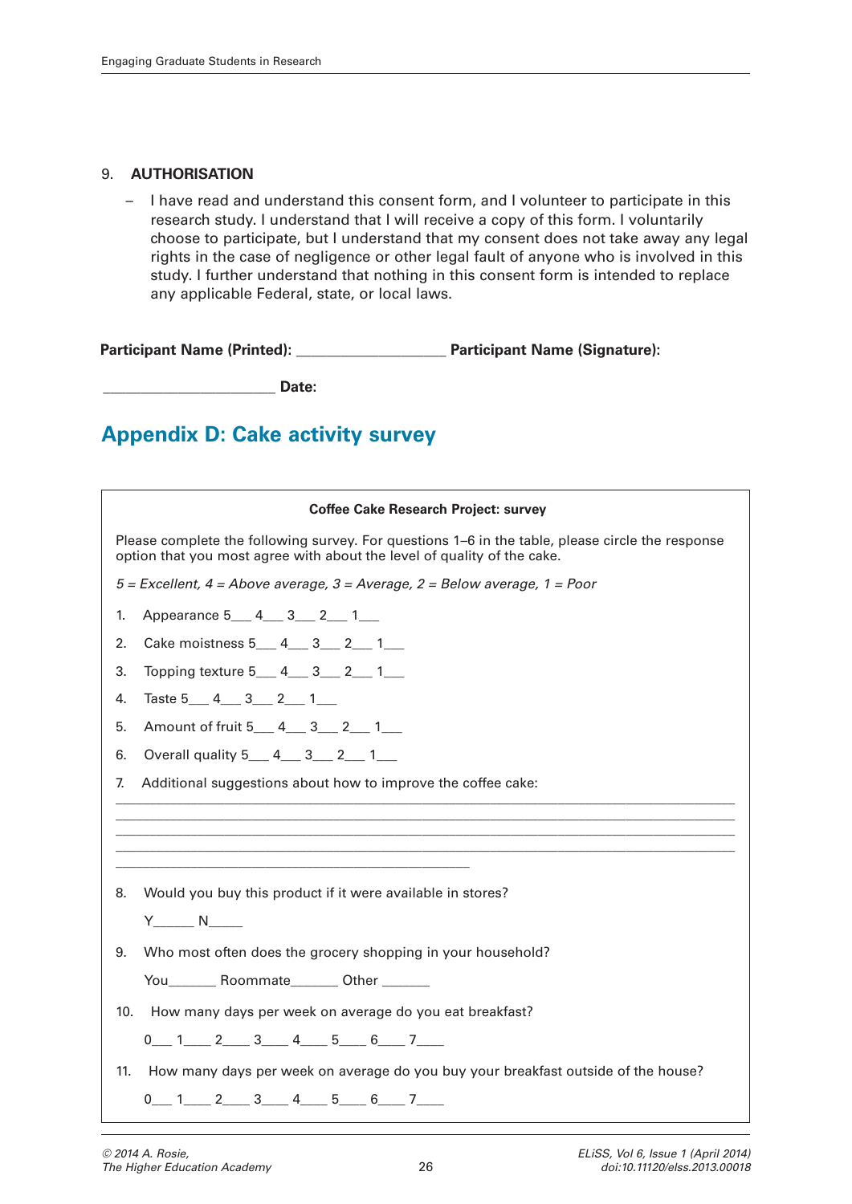9. **AUTHORISATION**

– I have read and understand this consent form, and I volunteer to participate in this research study. I understand that I will receive a copy of this form. I voluntarily choose to participate, but I understand that my consent does not take away any legal rights in the case of negligence or other legal fault of anyone who is involved in this study. I further understand that nothing in this consent form is intended to replace any applicable Federal, state, or local laws.

**Participant Name (Printed):** __________________ **Participant Name (Signature):**

____________________ **Date:**

## Appendix D: Cake activity survey

**Coffee Cake Research Project: survey**

Please complete the following survey. For questions 1–6 in the table, please circle the response option that you most agree with about the level of quality of the cake.

*5 = Excellent, 4 = Above average, 3 = Average, 2 = Below average, 1 = Poor*

1. Appearance 5___ 4___ 3___ 2___ 1___
2. Cake moistness 5___ 4___ 3___ 2___ 1___
3. Topping texture 5___ 4___ 3___ 2___ 1___
4. Taste 5___ 4___ 3___ 2___ 1___
5. Amount of fruit 5___ 4___ 3___ 2___ 1___
6. Overall quality 5___ 4___ 3___ 2___ 1___
7. Additional suggestions about how to improve the coffee cake:

________________________________________________________________________________
________________________________________________________________________________
________________________________________________________________________________
________________________________________________________________________________
_____________________________________________

8. Would you buy this product if it were available in stores?

   Y_____ N_____

9. Who most often does the grocery shopping in your household?

   You_______ Roommate_______ Other _______

10. How many days per week on average do you eat breakfast?

    0___ 1____ 2____ 3____ 4____ 5____ 6____ 7____

11. How many days per week on average do you buy your breakfast outside of the house?

    0___ 1____ 2____ 3____ 4____ 5____ 6____ 7____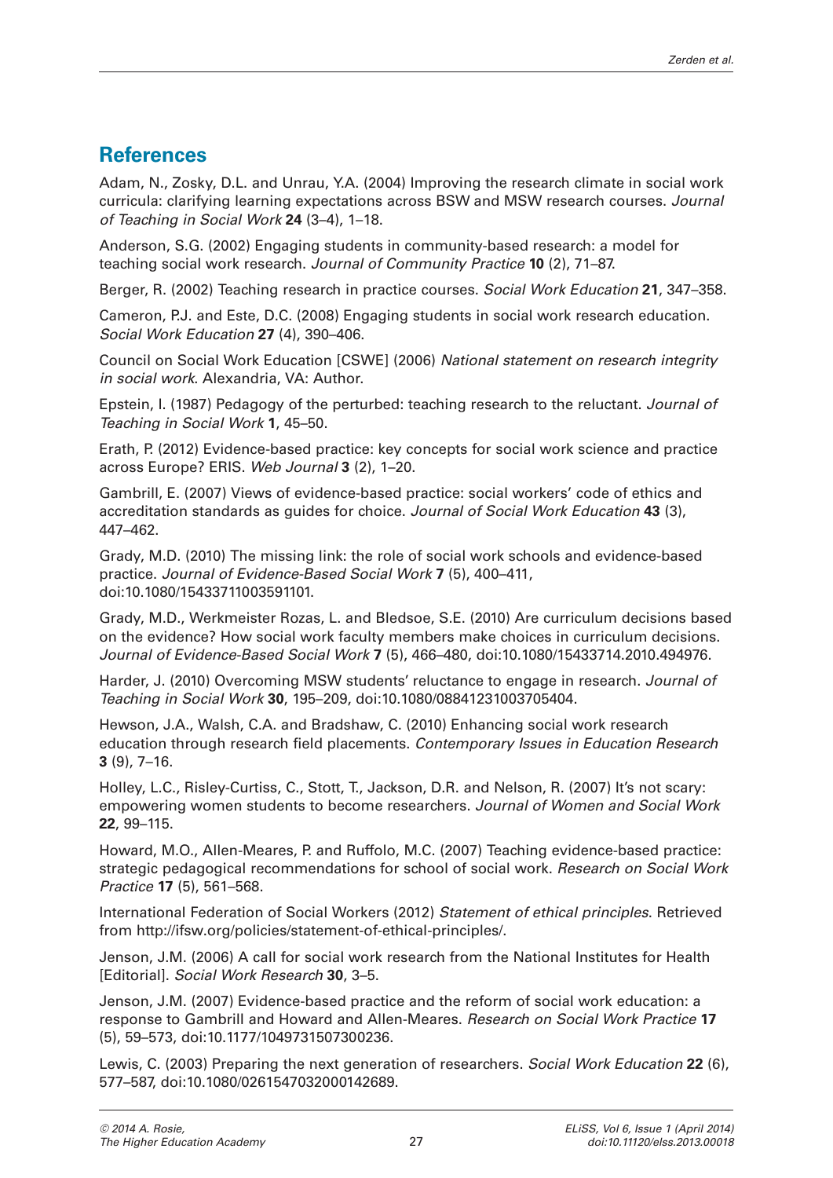## References

Adam, N., Zosky, D.L. and Unrau, Y.A. (2004) Improving the research climate in social work curricula: clarifying learning expectations across BSW and MSW research courses. *Journal of Teaching in Social Work* **24** (3–4), 1–18.

Anderson, S.G. (2002) Engaging students in community-based research: a model for teaching social work research. *Journal of Community Practice* **10** (2), 71–87.

Berger, R. (2002) Teaching research in practice courses. *Social Work Education* **21**, 347–358.

Cameron, P.J. and Este, D.C. (2008) Engaging students in social work research education. *Social Work Education* **27** (4), 390–406.

Council on Social Work Education [CSWE] (2006) *National statement on research integrity in social work*. Alexandria, VA: Author.

Epstein, I. (1987) Pedagogy of the perturbed: teaching research to the reluctant. *Journal of Teaching in Social Work* **1**, 45–50.

Erath, P. (2012) Evidence-based practice: key concepts for social work science and practice across Europe? ERIS. *Web Journal* **3** (2), 1–20.

Gambrill, E. (2007) Views of evidence-based practice: social workers' code of ethics and accreditation standards as guides for choice. *Journal of Social Work Education* **43** (3), 447–462.

Grady, M.D. (2010) The missing link: the role of social work schools and evidence-based practice. *Journal of Evidence-Based Social Work* **7** (5), 400–411, doi:10.1080/15433711003591101.

Grady, M.D., Werkmeister Rozas, L. and Bledsoe, S.E. (2010) Are curriculum decisions based on the evidence? How social work faculty members make choices in curriculum decisions. *Journal of Evidence-Based Social Work* **7** (5), 466–480, doi:10.1080/15433714.2010.494976.

Harder, J. (2010) Overcoming MSW students' reluctance to engage in research. *Journal of Teaching in Social Work* **30**, 195–209, doi:10.1080/08841231003705404.

Hewson, J.A., Walsh, C.A. and Bradshaw, C. (2010) Enhancing social work research education through research field placements. *Contemporary Issues in Education Research* **3** (9), 7–16.

Holley, L.C., Risley-Curtiss, C., Stott, T., Jackson, D.R. and Nelson, R. (2007) It's not scary: empowering women students to become researchers. *Journal of Women and Social Work* **22**, 99–115.

Howard, M.O., Allen-Meares, P. and Ruffolo, M.C. (2007) Teaching evidence-based practice: strategic pedagogical recommendations for school of social work. *Research on Social Work Practice* **17** (5), 561–568.

International Federation of Social Workers (2012) *Statement of ethical principles*. Retrieved from http://ifsw.org/policies/statement-of-ethical-principles/.

Jenson, J.M. (2006) A call for social work research from the National Institutes for Health [Editorial]. *Social Work Research* **30**, 3–5.

Jenson, J.M. (2007) Evidence-based practice and the reform of social work education: a response to Gambrill and Howard and Allen-Meares. *Research on Social Work Practice* **17** (5), 59–573, doi:10.1177/1049731507300236.

Lewis, C. (2003) Preparing the next generation of researchers. *Social Work Education* **22** (6), 577–587, doi:10.1080/0261547032000142689.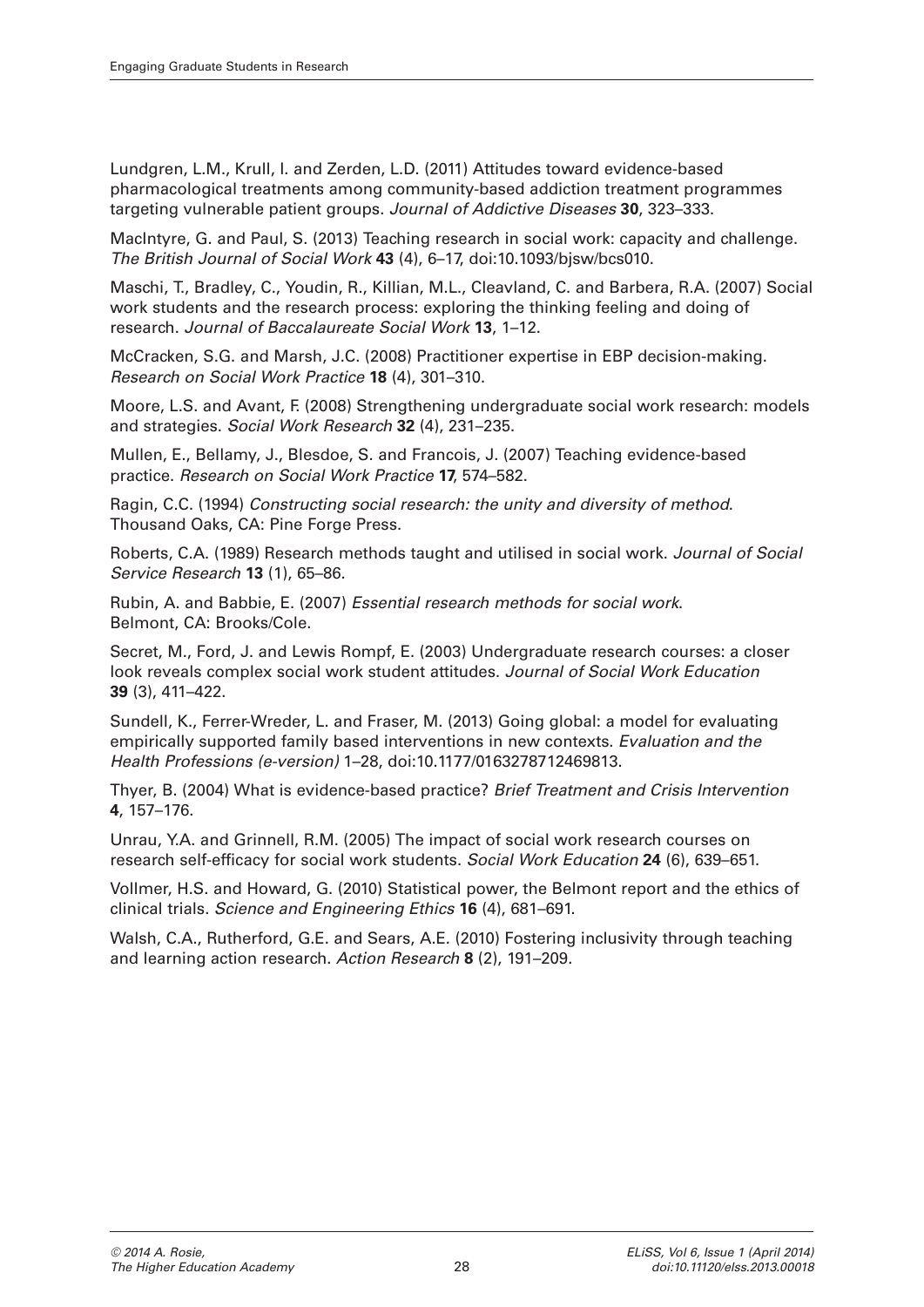Lundgren, L.M., Krull, I. and Zerden, L.D. (2011) Attitudes toward evidence-based pharmacological treatments among community-based addiction treatment programmes targeting vulnerable patient groups. *Journal of Addictive Diseases* **30**, 323–333.

MacIntyre, G. and Paul, S. (2013) Teaching research in social work: capacity and challenge. *The British Journal of Social Work* **43** (4), 6–17, doi:10.1093/bjsw/bcs010.

Maschi, T., Bradley, C., Youdin, R., Killian, M.L., Cleavland, C. and Barbera, R.A. (2007) Social work students and the research process: exploring the thinking feeling and doing of research. *Journal of Baccalaureate Social Work* **13**, 1–12.

McCracken, S.G. and Marsh, J.C. (2008) Practitioner expertise in EBP decision-making. *Research on Social Work Practice* **18** (4), 301–310.

Moore, L.S. and Avant, F. (2008) Strengthening undergraduate social work research: models and strategies. *Social Work Research* **32** (4), 231–235.

Mullen, E., Bellamy, J., Blesdoe, S. and Francois, J. (2007) Teaching evidence-based practice. *Research on Social Work Practice* **17**, 574–582.

Ragin, C.C. (1994) *Constructing social research: the unity and diversity of method*. Thousand Oaks, CA: Pine Forge Press.

Roberts, C.A. (1989) Research methods taught and utilised in social work. *Journal of Social Service Research* **13** (1), 65–86.

Rubin, A. and Babbie, E. (2007) *Essential research methods for social work*. Belmont, CA: Brooks/Cole.

Secret, M., Ford, J. and Lewis Rompf, E. (2003) Undergraduate research courses: a closer look reveals complex social work student attitudes. *Journal of Social Work Education* **39** (3), 411–422.

Sundell, K., Ferrer-Wreder, L. and Fraser, M. (2013) Going global: a model for evaluating empirically supported family based interventions in new contexts. *Evaluation and the Health Professions (e-version)* 1–28, doi:10.1177/0163278712469813.

Thyer, B. (2004) What is evidence-based practice? *Brief Treatment and Crisis Intervention* **4**, 157–176.

Unrau, Y.A. and Grinnell, R.M. (2005) The impact of social work research courses on research self-efficacy for social work students. *Social Work Education* **24** (6), 639–651.

Vollmer, H.S. and Howard, G. (2010) Statistical power, the Belmont report and the ethics of clinical trials. *Science and Engineering Ethics* **16** (4), 681–691.

Walsh, C.A., Rutherford, G.E. and Sears, A.E. (2010) Fostering inclusivity through teaching and learning action research. *Action Research* **8** (2), 191–209.